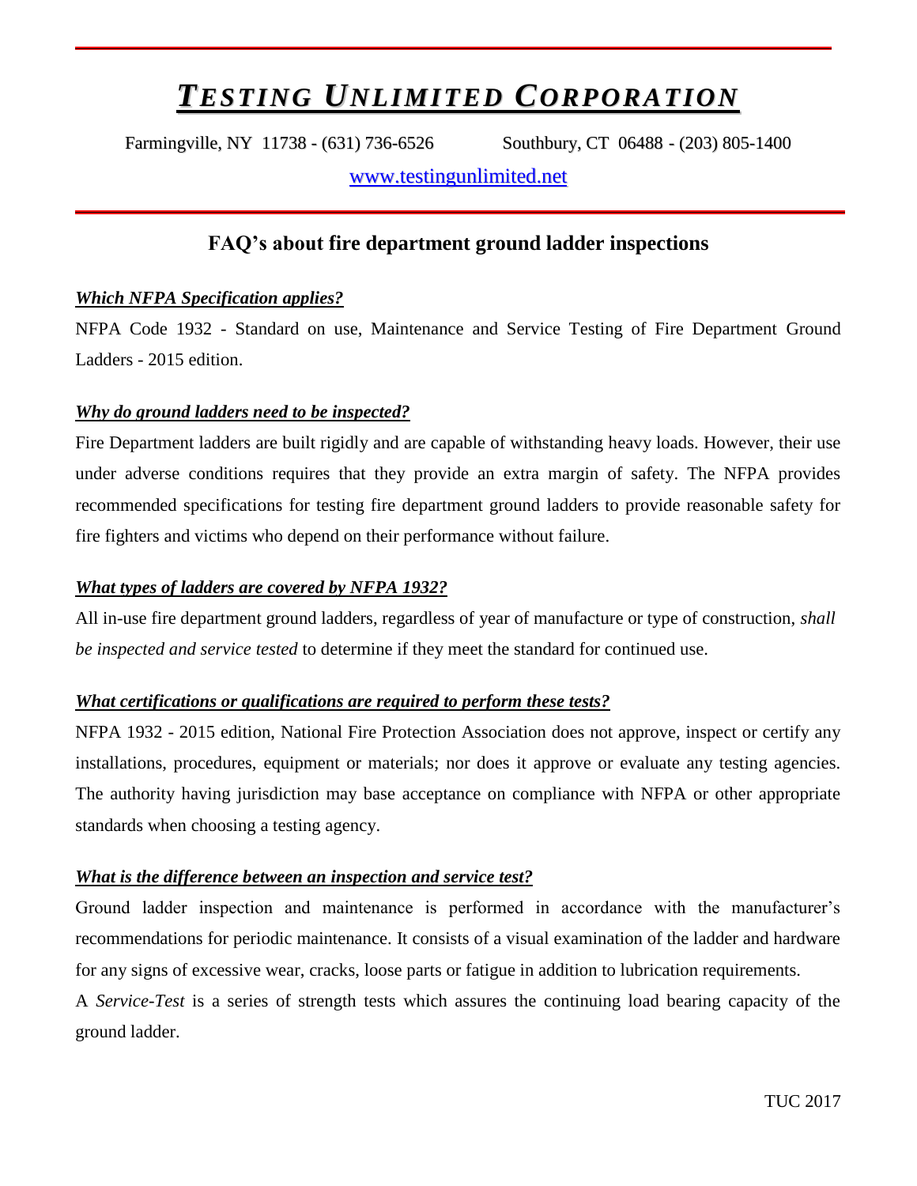# *TESTING UNLIMITED CORPORATION*

Farmingville, NY 11738 - (631) 736-6526 Southbury, CT 06488 - (203) 805-1400

www.testingunlimited.net

## FAQ's about fire department ground ladder inspections

***Which NFPA Specification applies?***

NFPA Code 1932 - Standard on use, Maintenance and Service Testing of Fire Department Ground Ladders - 2015 edition.

***Why do ground ladders need to be inspected?***

Fire Department ladders are built rigidly and are capable of withstanding heavy loads. However, their use under adverse conditions requires that they provide an extra margin of safety. The NFPA provides recommended specifications for testing fire department ground ladders to provide reasonable safety for fire fighters and victims who depend on their performance without failure.

***What types of ladders are covered by NFPA 1932?***

All in-use fire department ground ladders, regardless of year of manufacture or type of construction, *shall be inspected and service tested* to determine if they meet the standard for continued use.

***What certifications or qualifications are required to perform these tests?***

NFPA 1932 - 2015 edition, National Fire Protection Association does not approve, inspect or certify any installations, procedures, equipment or materials; nor does it approve or evaluate any testing agencies. The authority having jurisdiction may base acceptance on compliance with NFPA or other appropriate standards when choosing a testing agency.

***What is the difference between an inspection and service test?***

Ground ladder inspection and maintenance is performed in accordance with the manufacturer's recommendations for periodic maintenance. It consists of a visual examination of the ladder and hardware for any signs of excessive wear, cracks, loose parts or fatigue in addition to lubrication requirements.

A *Service-Test* is a series of strength tests which assures the continuing load bearing capacity of the ground ladder.

TUC 2017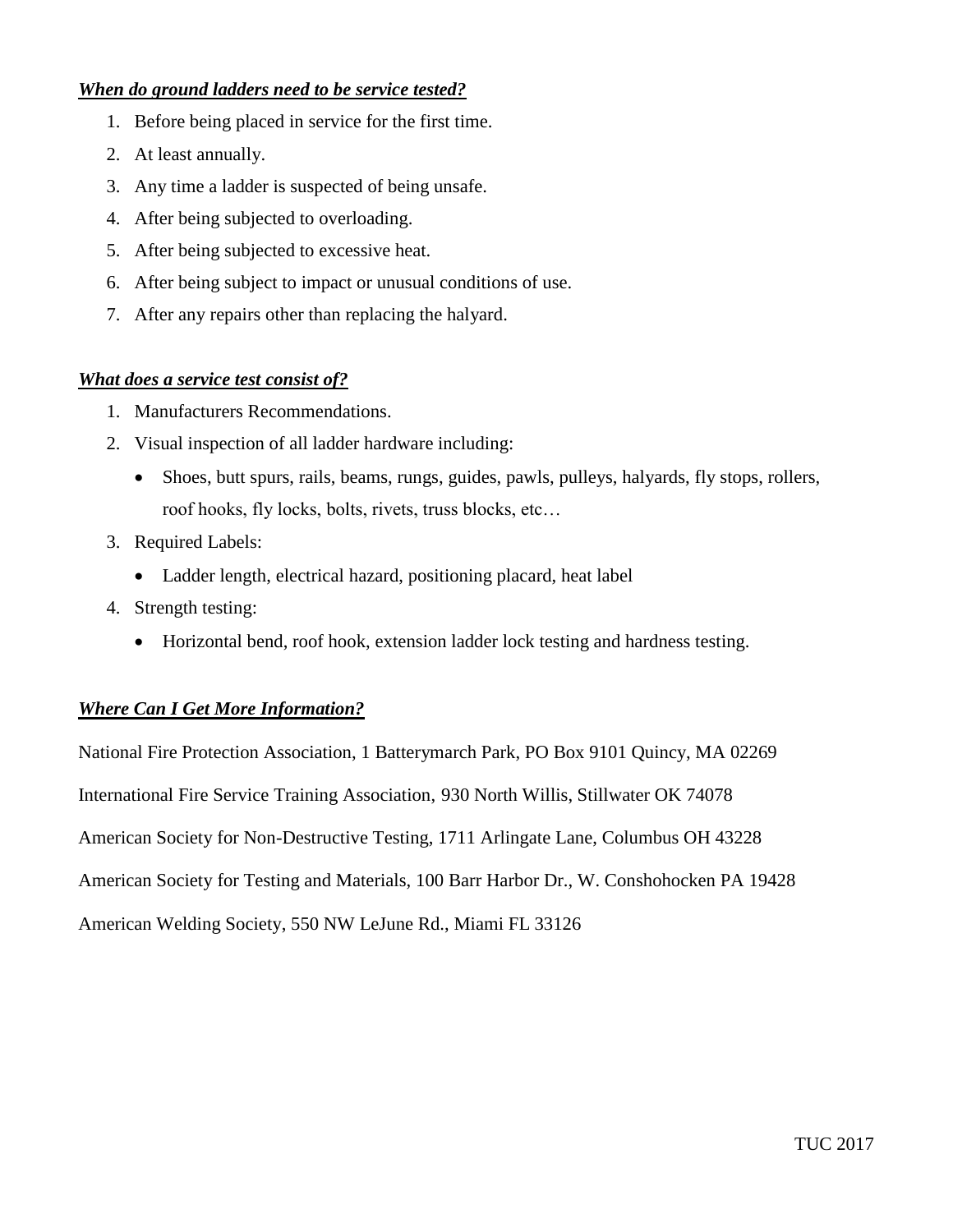***<u>When do ground ladders need to be service tested?</u>***

1. Before being placed in service for the first time.
2. At least annually.
3. Any time a ladder is suspected of being unsafe.
4. After being subjected to overloading.
5. After being subjected to excessive heat.
6. After being subject to impact or unusual conditions of use.
7. After any repairs other than replacing the halyard.

***<u>What does a service test consist of?</u>***

1. Manufacturers Recommendations.
2. Visual inspection of all ladder hardware including:
   - Shoes, butt spurs, rails, beams, rungs, guides, pawls, pulleys, halyards, fly stops, rollers, roof hooks, fly locks, bolts, rivets, truss blocks, etc…
3. Required Labels:
   - Ladder length, electrical hazard, positioning placard, heat label
4. Strength testing:
   - Horizontal bend, roof hook, extension ladder lock testing and hardness testing.

***<u>Where Can I Get More Information?</u>***

National Fire Protection Association, 1 Batterymarch Park, PO Box 9101 Quincy, MA 02269

International Fire Service Training Association, 930 North Willis, Stillwater OK 74078

American Society for Non-Destructive Testing, 1711 Arlingate Lane, Columbus OH 43228

American Society for Testing and Materials, 100 Barr Harbor Dr., W. Conshohocken PA 19428

American Welding Society, 550 NW LeJune Rd., Miami FL 33126

TUC 2017